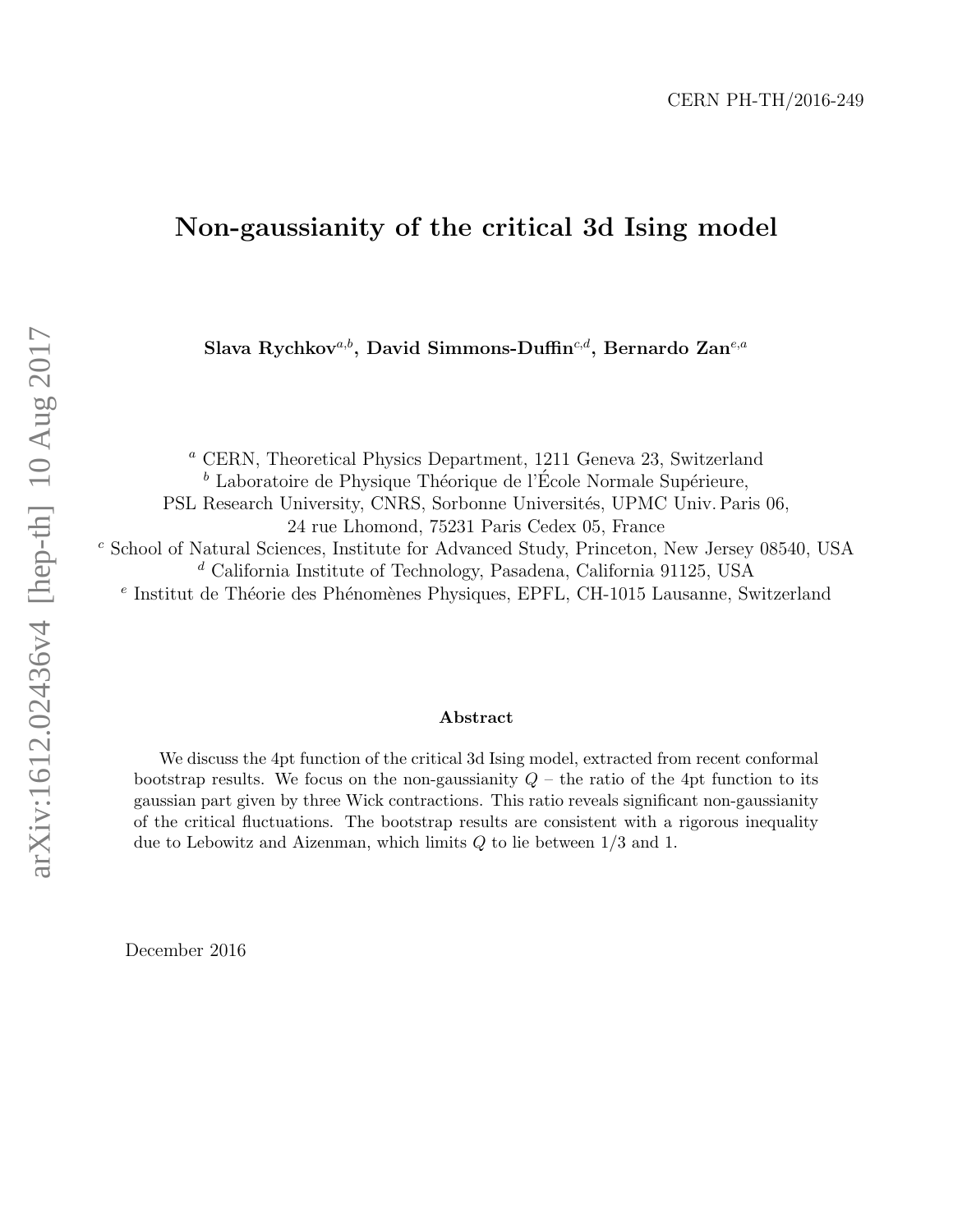CERN PH-TH/2016-249

# Non-gaussianity of the critical 3d Ising model

**Slava Rychkov**[a,b], **David Simmons-Duffin**[c,d], **Bernardo Zan**[e,a]

[a] CERN, Theoretical Physics Department, 1211 Geneva 23, Switzerland
[b] Laboratoire de Physique Théorique de l'École Normale Supérieure, PSL Research University, CNRS, Sorbonne Universités, UPMC Univ. Paris 06, 24 rue Lhomond, 75231 Paris Cedex 05, France
[c] School of Natural Sciences, Institute for Advanced Study, Princeton, New Jersey 08540, USA
[d] California Institute of Technology, Pasadena, California 91125, USA
[e] Institut de Théorie des Phénomènes Physiques, EPFL, CH-1015 Lausanne, Switzerland

## Abstract

We discuss the 4pt function of the critical 3d Ising model, extracted from recent conformal bootstrap results. We focus on the non-gaussianity $Q$ – the ratio of the 4pt function to its gaussian part given by three Wick contractions. This ratio reveals significant non-gaussianity of the critical fluctuations. The bootstrap results are consistent with a rigorous inequality due to Lebowitz and Aizenman, which limits $Q$ to lie between 1/3 and 1.

December 2016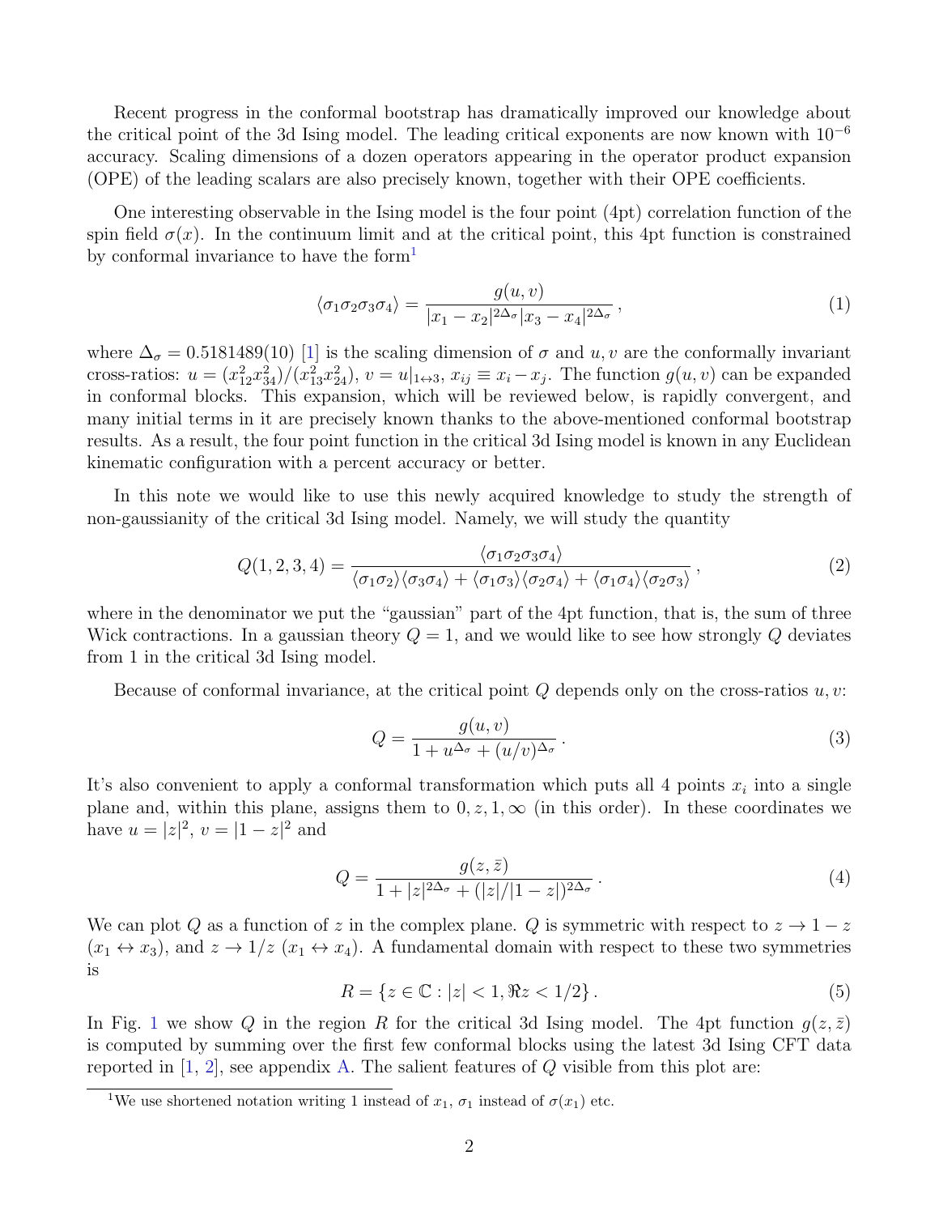Recent progress in the conformal bootstrap has dramatically improved our knowledge about the critical point of the 3d Ising model. The leading critical exponents are now known with $10^{-6}$ accuracy. Scaling dimensions of a dozen operators appearing in the operator product expansion (OPE) of the leading scalars are also precisely known, together with their OPE coefficients.

One interesting observable in the Ising model is the four point (4pt) correlation function of the spin field $\sigma(x)$. In the continuum limit and at the critical point, this 4pt function is constrained by conformal invariance to have the form[1]

$$\langle \sigma_1 \sigma_2 \sigma_3 \sigma_4 \rangle = \frac{g(u,v)}{|x_1 - x_2|^{2\Delta_\sigma} |x_3 - x_4|^{2\Delta_\sigma}}\,, \tag{1}$$

where $\Delta_\sigma = 0.5181489(10)$ [1] is the scaling dimension of $\sigma$ and $u, v$ are the conformally invariant cross-ratios: $u = (x_{12}^2 x_{34}^2)/(x_{13}^2 x_{24}^2)$, $v = u|_{1\leftrightarrow 3}$, $x_{ij} \equiv x_i - x_j$. The function $g(u,v)$ can be expanded in conformal blocks. This expansion, which will be reviewed below, is rapidly convergent, and many initial terms in it are precisely known thanks to the above-mentioned conformal bootstrap results. As a result, the four point function in the critical 3d Ising model is known in any Euclidean kinematic configuration with a percent accuracy or better.

In this note we would like to use this newly acquired knowledge to study the strength of non-gaussianity of the critical 3d Ising model. Namely, we will study the quantity

$$Q(1,2,3,4) = \frac{\langle \sigma_1 \sigma_2 \sigma_3 \sigma_4 \rangle}{\langle \sigma_1 \sigma_2 \rangle \langle \sigma_3 \sigma_4 \rangle + \langle \sigma_1 \sigma_3 \rangle \langle \sigma_2 \sigma_4 \rangle + \langle \sigma_1 \sigma_4 \rangle \langle \sigma_2 \sigma_3 \rangle}\,, \tag{2}$$

where in the denominator we put the "gaussian" part of the 4pt function, that is, the sum of three Wick contractions. In a gaussian theory $Q = 1$, and we would like to see how strongly $Q$ deviates from 1 in the critical 3d Ising model.

Because of conformal invariance, at the critical point $Q$ depends only on the cross-ratios $u, v$:

$$Q = \frac{g(u,v)}{1 + u^{\Delta_\sigma} + (u/v)^{\Delta_\sigma}}\,. \tag{3}$$

It's also convenient to apply a conformal transformation which puts all 4 points $x_i$ into a single plane and, within this plane, assigns them to $0, z, 1, \infty$ (in this order). In these coordinates we have $u = |z|^2$, $v = |1-z|^2$ and

$$Q = \frac{g(z,\bar{z})}{1 + |z|^{2\Delta_\sigma} + (|z|/|1-z|)^{2\Delta_\sigma}}\,. \tag{4}$$

We can plot $Q$ as a function of $z$ in the complex plane. $Q$ is symmetric with respect to $z \to 1 - z$ ($x_1 \leftrightarrow x_3$), and $z \to 1/z$ ($x_1 \leftrightarrow x_4$). A fundamental domain with respect to these two symmetries is

$$R = \{ z \in \mathbb{C} : |z| < 1, \Re z < 1/2 \}\,. \tag{5}$$

In Fig. 1 we show $Q$ in the region $R$ for the critical 3d Ising model. The 4pt function $g(z,\bar{z})$ is computed by summing over the first few conformal blocks using the latest 3d Ising CFT data reported in [1, 2], see appendix A. The salient features of $Q$ visible from this plot are:

[1] We use shortened notation writing 1 instead of $x_1$, $\sigma_1$ instead of $\sigma(x_1)$ etc.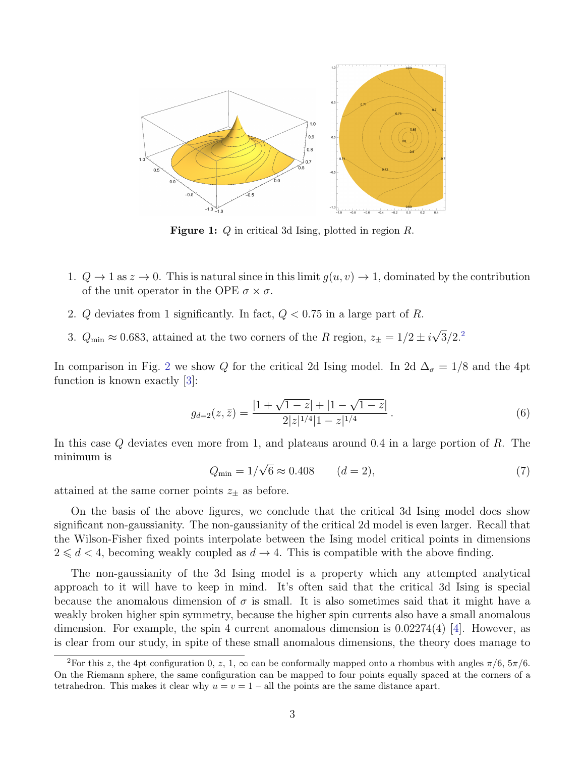**Figure 1:** $Q$ in critical 3d Ising, plotted in region $R$.

1. $Q \to 1$ as $z \to 0$. This is natural since in this limit $g(u, v) \to 1$, dominated by the contribution of the unit operator in the OPE $\sigma \times \sigma$.

2. $Q$ deviates from 1 significantly. In fact, $Q < 0.75$ in a large part of $R$.

3. $Q_{\min} \approx 0.683$, attained at the two corners of the $R$ region, $z_\pm = 1/2 \pm i\sqrt{3}/2$.[2]

In comparison in Fig. 2 we show $Q$ for the critical 2d Ising model. In 2d $\Delta_\sigma = 1/8$ and the 4pt function is known exactly [3]:

$$g_{d=2}(z, \bar{z}) = \frac{|1 + \sqrt{1-z}| + |1 - \sqrt{1-z}|}{2|z|^{1/4}|1-z|^{1/4}}\,. \tag{6}$$

In this case $Q$ deviates even more from 1, and plateaus around 0.4 in a large portion of $R$. The minimum is

$$Q_{\min} = 1/\sqrt{6} \approx 0.408 \qquad (d = 2), \tag{7}$$

attained at the same corner points $z_\pm$ as before.

On the basis of the above figures, we conclude that the critical 3d Ising model does show significant non-gaussianity. The non-gaussianity of the critical 2d model is even larger. Recall that the Wilson-Fisher fixed points interpolate between the Ising model critical points in dimensions $2 \leqslant d < 4$, becoming weakly coupled as $d \to 4$. This is compatible with the above finding.

The non-gaussianity of the 3d Ising model is a property which any attempted analytical approach to it will have to keep in mind. It's often said that the critical 3d Ising is special because the anomalous dimension of $\sigma$ is small. It is also sometimes said that it might have a weakly broken higher spin symmetry, because the higher spin currents also have a small anomalous dimension. For example, the spin 4 current anomalous dimension is 0.02274(4) [4]. However, as is clear from our study, in spite of these small anomalous dimensions, the theory does manage to

[2] For this $z$, the 4pt configuration 0, $z$, 1, $\infty$ can be conformally mapped onto a rhombus with angles $\pi/6$, $5\pi/6$. On the Riemann sphere, the same configuration can be mapped to four points equally spaced at the corners of a tetrahedron. This makes it clear why $u = v = 1$ – all the points are the same distance apart.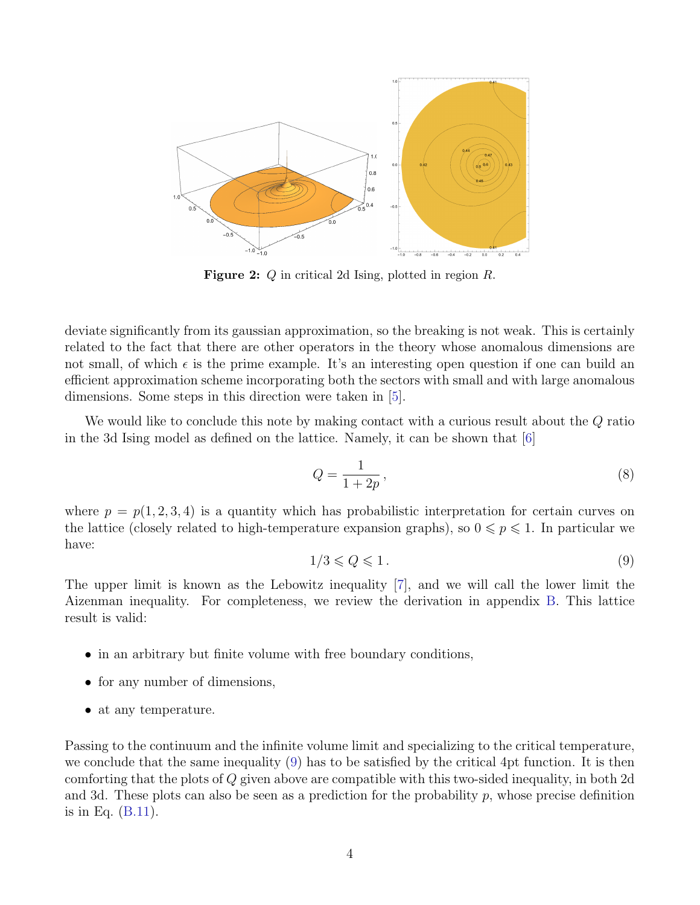**Figure 2:** $Q$ in critical 2d Ising, plotted in region $R$.

deviate significantly from its gaussian approximation, so the breaking is not weak. This is certainly related to the fact that there are other operators in the theory whose anomalous dimensions are not small, of which $\epsilon$ is the prime example. It's an interesting open question if one can build an efficient approximation scheme incorporating both the sectors with small and with large anomalous dimensions. Some steps in this direction were taken in [5].

We would like to conclude this note by making contact with a curious result about the $Q$ ratio in the 3d Ising model as defined on the lattice. Namely, it can be shown that [6]

$$Q = \frac{1}{1+2p}\,, \tag{8}$$

where $p = p(1,2,3,4)$ is a quantity which has probabilistic interpretation for certain curves on the lattice (closely related to high-temperature expansion graphs), so $0 \leqslant p \leqslant 1$. In particular we have:

$$1/3 \leqslant Q \leqslant 1\,. \tag{9}$$

The upper limit is known as the Lebowitz inequality [7], and we will call the lower limit the Aizenman inequality. For completeness, we review the derivation in appendix B. This lattice result is valid:

- in an arbitrary but finite volume with free boundary conditions,
- for any number of dimensions,
- at any temperature.

Passing to the continuum and the infinite volume limit and specializing to the critical temperature, we conclude that the same inequality (9) has to be satisfied by the critical 4pt function. It is then comforting that the plots of $Q$ given above are compatible with this two-sided inequality, in both 2d and 3d. These plots can also be seen as a prediction for the probability $p$, whose precise definition is in Eq. (B.11).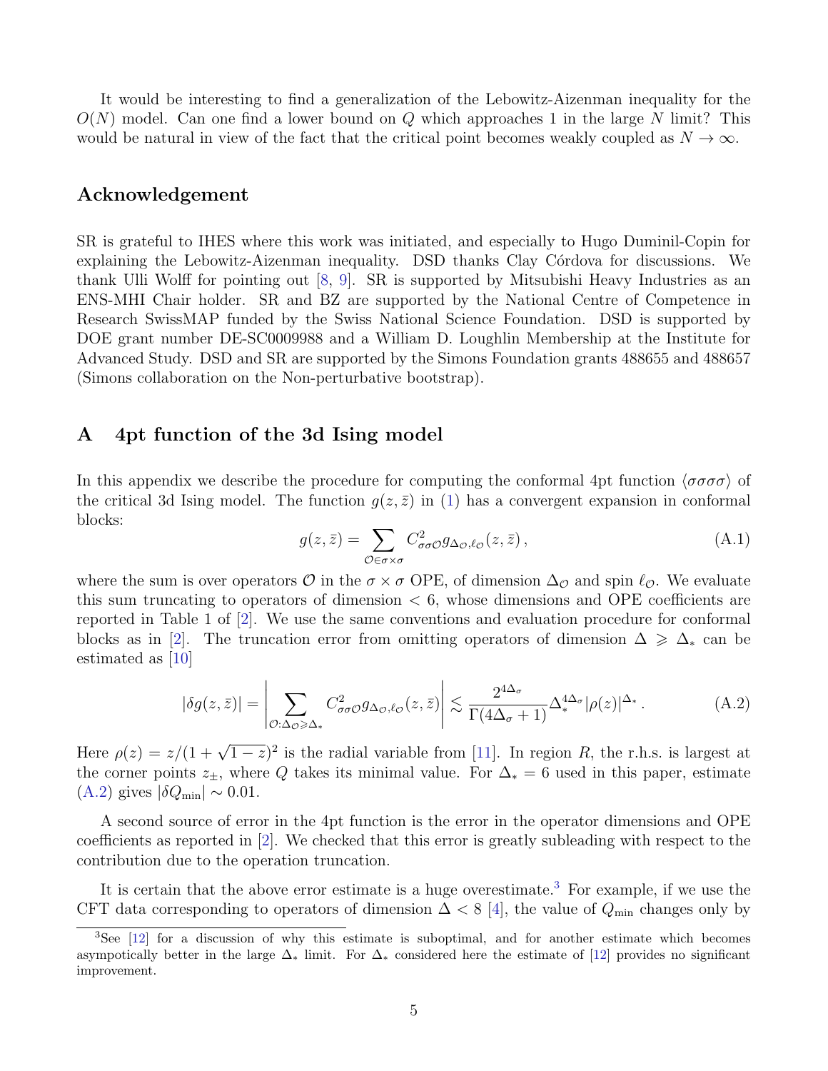It would be interesting to find a generalization of the Lebowitz-Aizenman inequality for the $O(N)$ model. Can one find a lower bound on $Q$ which approaches 1 in the large $N$ limit? This would be natural in view of the fact that the critical point becomes weakly coupled as $N \to \infty$.

## Acknowledgement

SR is grateful to IHES where this work was initiated, and especially to Hugo Duminil-Copin for explaining the Lebowitz-Aizenman inequality. DSD thanks Clay Córdova for discussions. We thank Ulli Wolff for pointing out [8, 9]. SR is supported by Mitsubishi Heavy Industries as an ENS-MHI Chair holder. SR and BZ are supported by the National Centre of Competence in Research SwissMAP funded by the Swiss National Science Foundation. DSD is supported by DOE grant number DE-SC0009988 and a William D. Loughlin Membership at the Institute for Advanced Study. DSD and SR are supported by the Simons Foundation grants 488655 and 488657 (Simons collaboration on the Non-perturbative bootstrap).

## A 4pt function of the 3d Ising model

In this appendix we describe the procedure for computing the conformal 4pt function $\langle\sigma\sigma\sigma\sigma\rangle$ of the critical 3d Ising model. The function $g(z,\bar{z})$ in (1) has a convergent expansion in conformal blocks:

$$g(z,\bar{z}) = \sum_{\mathcal{O}\in\sigma\times\sigma} C^2_{\sigma\sigma\mathcal{O}}\, g_{\Delta_\mathcal{O},\ell_\mathcal{O}}(z,\bar{z})\,, \tag{A.1}$$

where the sum is over operators $\mathcal{O}$ in the $\sigma\times\sigma$ OPE, of dimension $\Delta_\mathcal{O}$ and spin $\ell_\mathcal{O}$. We evaluate this sum truncating to operators of dimension $< 6$, whose dimensions and OPE coefficients are reported in Table 1 of [2]. We use the same conventions and evaluation procedure for conformal blocks as in [2]. The truncation error from omitting operators of dimension $\Delta \geqslant \Delta_*$ can be estimated as [10]

$$|\delta g(z,\bar{z})| = \left|\sum_{\mathcal{O}:\Delta_\mathcal{O}\geqslant\Delta_*} C^2_{\sigma\sigma\mathcal{O}}\, g_{\Delta_\mathcal{O},\ell_\mathcal{O}}(z,\bar{z})\right| \lesssim \frac{2^{4\Delta_\sigma}}{\Gamma(4\Delta_\sigma+1)}\Delta_*^{4\Delta_\sigma}|\rho(z)|^{\Delta_*}\,. \tag{A.2}$$

Here $\rho(z) = z/(1+\sqrt{1-z})^2$ is the radial variable from [11]. In region $R$, the r.h.s. is largest at the corner points $z_\pm$, where $Q$ takes its minimal value. For $\Delta_* = 6$ used in this paper, estimate (A.2) gives $|\delta Q_{\min}| \sim 0.01$.

A second source of error in the 4pt function is the error in the operator dimensions and OPE coefficients as reported in [2]. We checked that this error is greatly subleading with respect to the contribution due to the operation truncation.

It is certain that the above error estimate is a huge overestimate.[3] For example, if we use the CFT data corresponding to operators of dimension $\Delta < 8$ [4], the value of $Q_{\min}$ changes only by

[3] See [12] for a discussion of why this estimate is suboptimal, and for another estimate which becomes asympotically better in the large $\Delta_*$ limit. For $\Delta_*$ considered here the estimate of [12] provides no significant improvement.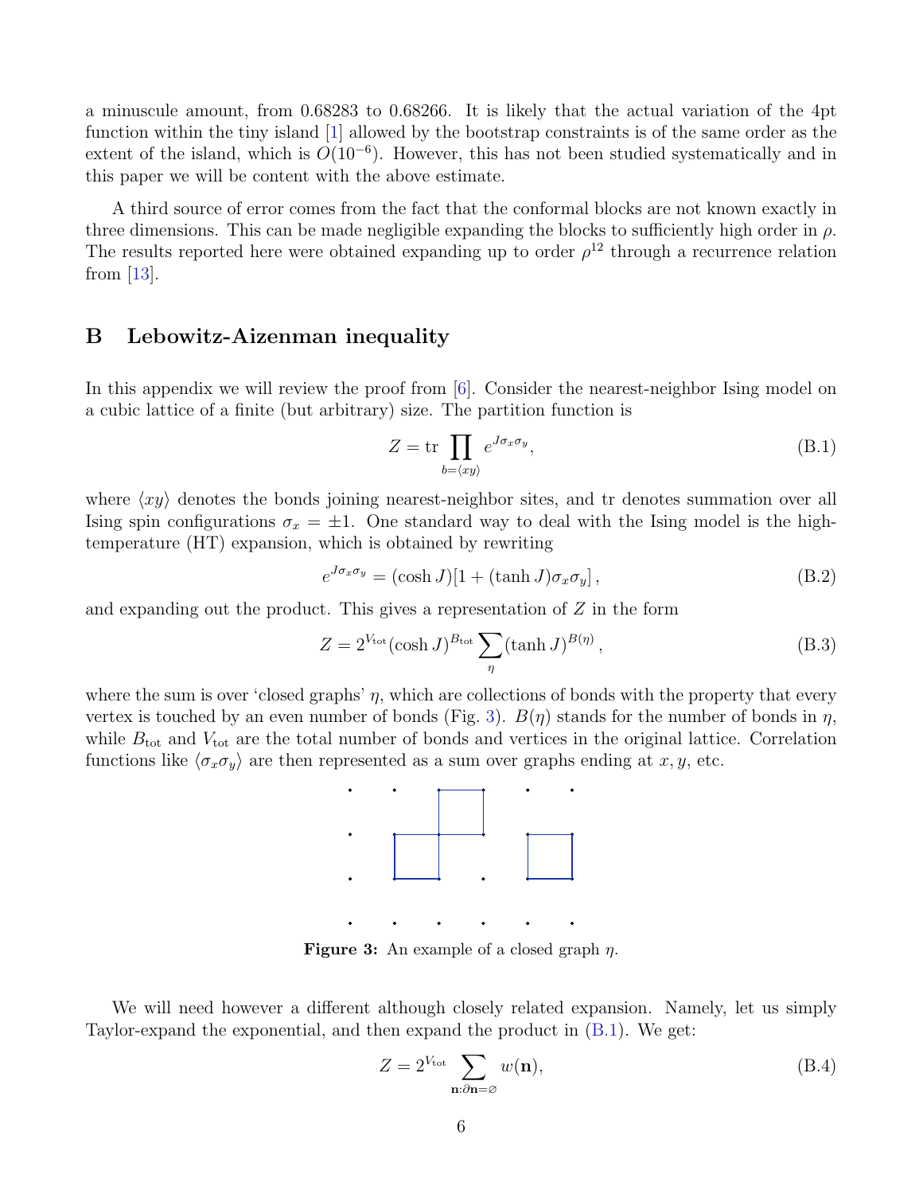a minuscule amount, from 0.68283 to 0.68266. It is likely that the actual variation of the 4pt function within the tiny island [1] allowed by the bootstrap constraints is of the same order as the extent of the island, which is $O(10^{-6})$. However, this has not been studied systematically and in this paper we will be content with the above estimate.

A third source of error comes from the fact that the conformal blocks are not known exactly in three dimensions. This can be made negligible expanding the blocks to sufficiently high order in $\rho$. The results reported here were obtained expanding up to order $\rho^{12}$ through a recurrence relation from [13].

## B Lebowitz-Aizenman inequality

In this appendix we will review the proof from [6]. Consider the nearest-neighbor Ising model on a cubic lattice of a finite (but arbitrary) size. The partition function is

$$Z = \operatorname{tr} \prod_{b=\langle xy \rangle} e^{J\sigma_x \sigma_y}, \tag{B.1}$$

where $\langle xy \rangle$ denotes the bonds joining nearest-neighbor sites, and tr denotes summation over all Ising spin configurations $\sigma_x = \pm 1$. One standard way to deal with the Ising model is the high-temperature (HT) expansion, which is obtained by rewriting

$$e^{J\sigma_x \sigma_y} = (\cosh J)[1 + (\tanh J)\sigma_x \sigma_y]\,, \tag{B.2}$$

and expanding out the product. This gives a representation of $Z$ in the form

$$Z = 2^{V_{\rm tot}} (\cosh J)^{B_{\rm tot}} \sum_\eta (\tanh J)^{B(\eta)}\,, \tag{B.3}$$

where the sum is over 'closed graphs' $\eta$, which are collections of bonds with the property that every vertex is touched by an even number of bonds (Fig. 3). $B(\eta)$ stands for the number of bonds in $\eta$, while $B_{\rm tot}$ and $V_{\rm tot}$ are the total number of bonds and vertices in the original lattice. Correlation functions like $\langle \sigma_x \sigma_y \rangle$ are then represented as a sum over graphs ending at $x, y$, etc.

**Figure 3:** An example of a closed graph $\eta$.

We will need however a different although closely related expansion. Namely, let us simply Taylor-expand the exponential, and then expand the product in (B.1). We get:

$$Z = 2^{V_{\rm tot}} \sum_{\mathbf{n}:\partial \mathbf{n} = \varnothing} w(\mathbf{n}), \tag{B.4}$$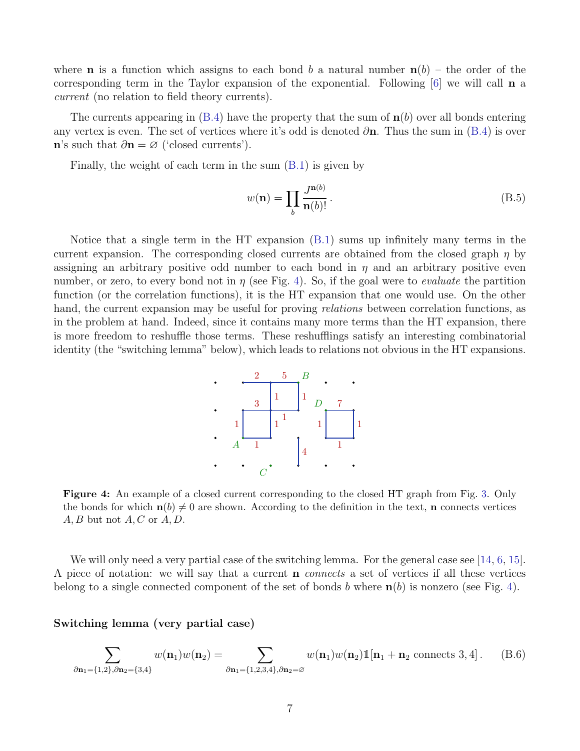where $\mathbf{n}$ is a function which assigns to each bond $b$ a natural number $\mathbf{n}(b)$ – the order of the corresponding term in the Taylor expansion of the exponential. Following [6] we will call $\mathbf{n}$ a *current* (no relation to field theory currents).

The currents appearing in (B.4) have the property that the sum of $\mathbf{n}(b)$ over all bonds entering any vertex is even. The set of vertices where it's odd is denoted $\partial\mathbf{n}$. Thus the sum in (B.4) is over $\mathbf{n}$'s such that $\partial\mathbf{n} = \varnothing$ ('closed currents').

Finally, the weight of each term in the sum (B.1) is given by

$$w(\mathbf{n}) = \prod_b \frac{J^{\mathbf{n}(b)}}{\mathbf{n}(b)!}\,. \tag{B.5}$$

Notice that a single term in the HT expansion (B.1) sums up infinitely many terms in the current expansion. The corresponding closed currents are obtained from the closed graph $\eta$ by assigning an arbitrary positive odd number to each bond in $\eta$ and an arbitrary positive even number, or zero, to every bond not in $\eta$ (see Fig. 4). So, if the goal were to *evaluate* the partition function (or the correlation functions), it is the HT expansion that one would use. On the other hand, the current expansion may be useful for proving *relations* between correlation functions, as in the problem at hand. Indeed, since it contains many more terms than the HT expansion, there is more freedom to reshuffle those terms. These reshufflings satisfy an interesting combinatorial identity (the "switching lemma" below), which leads to relations not obvious in the HT expansions.

**Figure 4:** An example of a closed current corresponding to the closed HT graph from Fig. 3. Only the bonds for which $\mathbf{n}(b) \neq 0$ are shown. According to the definition in the text, $\mathbf{n}$ connects vertices $A, B$ but not $A, C$ or $A, D$.

We will only need a very partial case of the switching lemma. For the general case see [14, 6, 15]. A piece of notation: we will say that a current $\mathbf{n}$ *connects* a set of vertices if all these vertices belong to a single connected component of the set of bonds $b$ where $\mathbf{n}(b)$ is nonzero (see Fig. 4).

### Switching lemma (very partial case)

$$\sum_{\partial\mathbf{n}_1=\{1,2\},\partial\mathbf{n}_2=\{3,4\}} w(\mathbf{n}_1)w(\mathbf{n}_2) = \sum_{\partial\mathbf{n}_1=\{1,2,3,4\},\partial\mathbf{n}_2=\varnothing} w(\mathbf{n}_1)w(\mathbf{n}_2)\mathbb{1}[\mathbf{n}_1+\mathbf{n}_2 \text{ connects } 3,4]\,. \tag{B.6}$$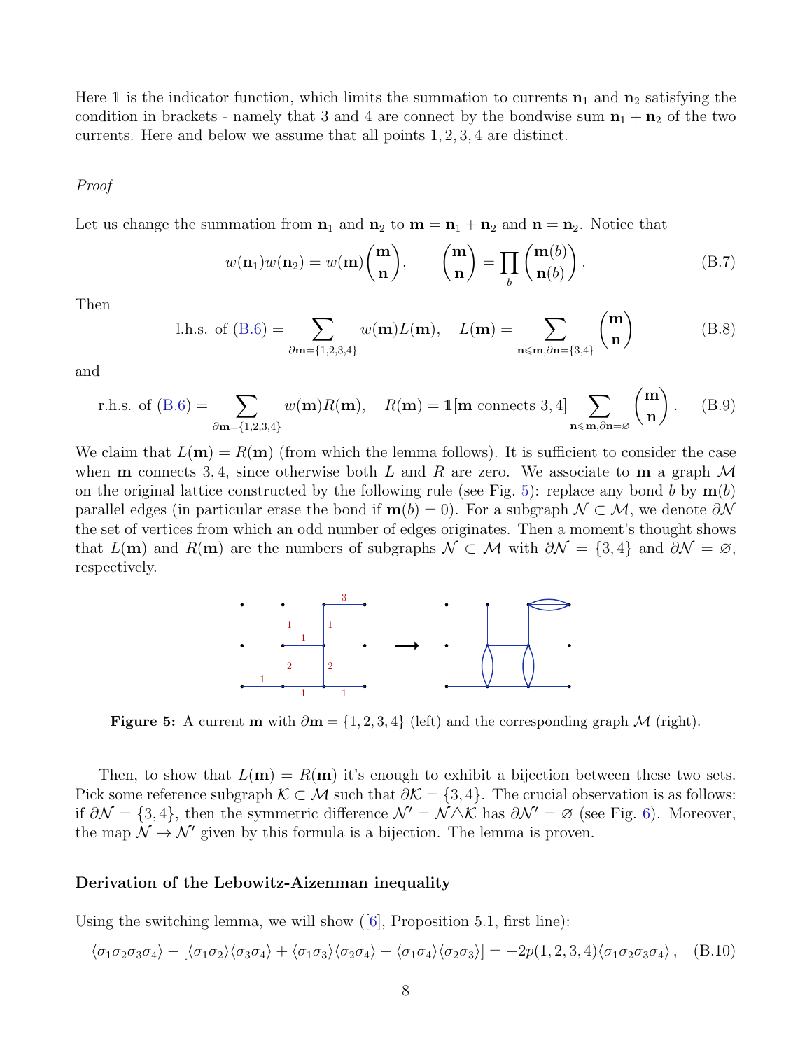Here $\mathbb{1}$ is the indicator function, which limits the summation to currents $\mathbf{n}_1$ and $\mathbf{n}_2$ satisfying the condition in brackets - namely that 3 and 4 are connect by the bondwise sum $\mathbf{n}_1 + \mathbf{n}_2$ of the two currents. Here and below we assume that all points $1, 2, 3, 4$ are distinct.

*Proof*

Let us change the summation from $\mathbf{n}_1$ and $\mathbf{n}_2$ to $\mathbf{m} = \mathbf{n}_1 + \mathbf{n}_2$ and $\mathbf{n} = \mathbf{n}_2$. Notice that

$$w(\mathbf{n}_1)w(\mathbf{n}_2) = w(\mathbf{m})\binom{\mathbf{m}}{\mathbf{n}}, \qquad \binom{\mathbf{m}}{\mathbf{n}} = \prod_b \binom{\mathbf{m}(b)}{\mathbf{n}(b)}. \tag{B.7}$$

Then

$$\text{l.h.s. of (B.6)} = \sum_{\partial\mathbf{m}=\{1,2,3,4\}} w(\mathbf{m})L(\mathbf{m}), \quad L(\mathbf{m}) = \sum_{\mathbf{n}\leqslant\mathbf{m}, \partial\mathbf{n}=\{3,4\}} \binom{\mathbf{m}}{\mathbf{n}} \tag{B.8}$$

and

$$\text{r.h.s. of (B.6)} = \sum_{\partial\mathbf{m}=\{1,2,3,4\}} w(\mathbf{m})R(\mathbf{m}), \quad R(\mathbf{m}) = \mathbb{1}[\mathbf{m} \text{ connects } 3,4] \sum_{\mathbf{n}\leqslant\mathbf{m}, \partial\mathbf{n}=\varnothing} \binom{\mathbf{m}}{\mathbf{n}}. \tag{B.9}$$

We claim that $L(\mathbf{m}) = R(\mathbf{m})$ (from which the lemma follows). It is sufficient to consider the case when $\mathbf{m}$ connects $3, 4$, since otherwise both $L$ and $R$ are zero. We associate to $\mathbf{m}$ a graph $\mathcal{M}$ on the original lattice constructed by the following rule (see Fig. 5): replace any bond $b$ by $\mathbf{m}(b)$ parallel edges (in particular erase the bond if $\mathbf{m}(b) = 0$). For a subgraph $\mathcal{N} \subset \mathcal{M}$, we denote $\partial\mathcal{N}$ the set of vertices from which an odd number of edges originates. Then a moment's thought shows that $L(\mathbf{m})$ and $R(\mathbf{m})$ are the numbers of subgraphs $\mathcal{N} \subset \mathcal{M}$ with $\partial\mathcal{N} = \{3, 4\}$ and $\partial\mathcal{N} = \varnothing$, respectively.

**Figure 5:** A current $\mathbf{m}$ with $\partial\mathbf{m} = \{1, 2, 3, 4\}$ (left) and the corresponding graph $\mathcal{M}$ (right).

Then, to show that $L(\mathbf{m}) = R(\mathbf{m})$ it's enough to exhibit a bijection between these two sets. Pick some reference subgraph $\mathcal{K} \subset \mathcal{M}$ such that $\partial\mathcal{K} = \{3, 4\}$. The crucial observation is as follows: if $\partial\mathcal{N} = \{3, 4\}$, then the symmetric difference $\mathcal{N}' = \mathcal{N} \triangle \mathcal{K}$ has $\partial\mathcal{N}' = \varnothing$ (see Fig. 6). Moreover, the map $\mathcal{N} \to \mathcal{N}'$ given by this formula is a bijection. The lemma is proven.

**Derivation of the Lebowitz-Aizenman inequality**

Using the switching lemma, we will show ([6], Proposition 5.1, first line):

$$\langle\sigma_1\sigma_2\sigma_3\sigma_4\rangle - [\langle\sigma_1\sigma_2\rangle\langle\sigma_3\sigma_4\rangle + \langle\sigma_1\sigma_3\rangle\langle\sigma_2\sigma_4\rangle + \langle\sigma_1\sigma_4\rangle\langle\sigma_2\sigma_3\rangle] = -2p(1, 2, 3, 4)\langle\sigma_1\sigma_2\sigma_3\sigma_4\rangle, \tag{B.10}$$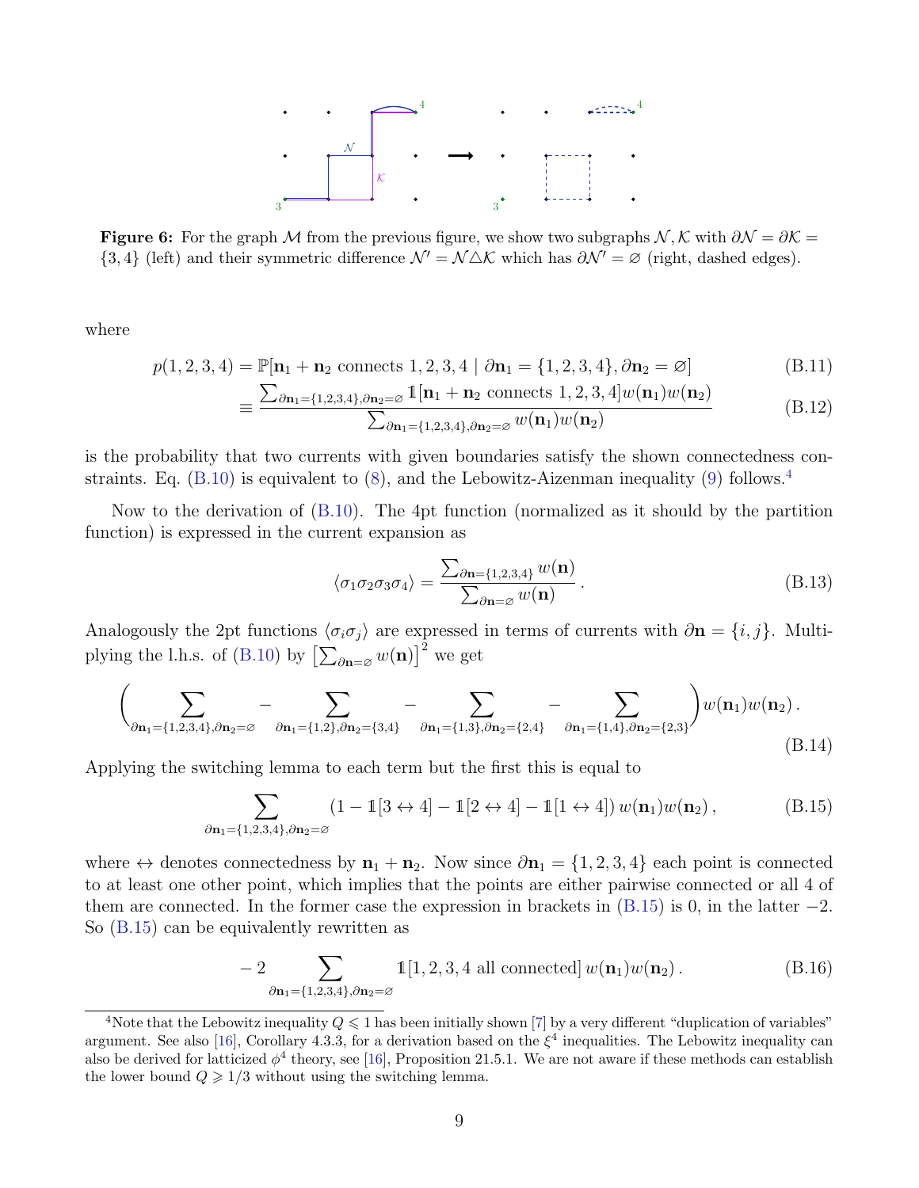**Figure 6:** For the graph $\mathcal{M}$ from the previous figure, we show two subgraphs $\mathcal{N}, \mathcal{K}$ with $\partial\mathcal{N} = \partial\mathcal{K} = \{3, 4\}$ (left) and their symmetric difference $\mathcal{N}' = \mathcal{N} \triangle \mathcal{K}$ which has $\partial\mathcal{N}' = \varnothing$ (right, dashed edges).

where

$$p(1,2,3,4) = \mathbb{P}[\mathbf{n}_1 + \mathbf{n}_2 \text{ connects } 1,2,3,4 \mid \partial\mathbf{n}_1 = \{1,2,3,4\}, \partial\mathbf{n}_2 = \varnothing] \tag{B.11}$$

$$\equiv \frac{\sum_{\partial\mathbf{n}_1=\{1,2,3,4\},\partial\mathbf{n}_2=\varnothing} \mathbb{1}[\mathbf{n}_1 + \mathbf{n}_2 \text{ connects } 1,2,3,4] w(\mathbf{n}_1) w(\mathbf{n}_2)}{\sum_{\partial\mathbf{n}_1=\{1,2,3,4\},\partial\mathbf{n}_2=\varnothing} w(\mathbf{n}_1) w(\mathbf{n}_2)} \tag{B.12}$$

is the probability that two currents with given boundaries satisfy the shown connectedness constraints. Eq. (B.10) is equivalent to (8), and the Lebowitz-Aizenman inequality (9) follows.[4]

Now to the derivation of (B.10). The 4pt function (normalized as it should by the partition function) is expressed in the current expansion as

$$\langle \sigma_1\sigma_2\sigma_3\sigma_4 \rangle = \frac{\sum_{\partial\mathbf{n}=\{1,2,3,4\}} w(\mathbf{n})}{\sum_{\partial\mathbf{n}=\varnothing} w(\mathbf{n})} . \tag{B.13}$$

Analogously the 2pt functions $\langle\sigma_i\sigma_j\rangle$ are expressed in terms of currents with $\partial\mathbf{n} = \{i, j\}$. Multiplying the l.h.s. of (B.10) by $\left[\sum_{\partial\mathbf{n}=\varnothing} w(\mathbf{n})\right]^2$ we get

$$\left( \sum_{\partial\mathbf{n}_1=\{1,2,3,4\},\partial\mathbf{n}_2=\varnothing} - \sum_{\partial\mathbf{n}_1=\{1,2\},\partial\mathbf{n}_2=\{3,4\}} - \sum_{\partial\mathbf{n}_1=\{1,3\},\partial\mathbf{n}_2=\{2,4\}} - \sum_{\partial\mathbf{n}_1=\{1,4\},\partial\mathbf{n}_2=\{2,3\}} \right) w(\mathbf{n}_1) w(\mathbf{n}_2) . \tag{B.14}$$

Applying the switching lemma to each term but the first this is equal to

$$\sum_{\partial\mathbf{n}_1=\{1,2,3,4\},\partial\mathbf{n}_2=\varnothing} (1 - \mathbb{1}[3 \leftrightarrow 4] - \mathbb{1}[2 \leftrightarrow 4] - \mathbb{1}[1 \leftrightarrow 4]) \, w(\mathbf{n}_1) w(\mathbf{n}_2) , \tag{B.15}$$

where $\leftrightarrow$ denotes connectedness by $\mathbf{n}_1 + \mathbf{n}_2$. Now since $\partial\mathbf{n}_1 = \{1, 2, 3, 4\}$ each point is connected to at least one other point, which implies that the points are either pairwise connected or all 4 of them are connected. In the former case the expression in brackets in (B.15) is 0, in the latter $-2$. So (B.15) can be equivalently rewritten as

$$-2 \sum_{\partial\mathbf{n}_1=\{1,2,3,4\},\partial\mathbf{n}_2=\varnothing} \mathbb{1}[1,2,3,4 \text{ all connected}] \, w(\mathbf{n}_1) w(\mathbf{n}_2) . \tag{B.16}$$

[4] Note that the Lebowitz inequality $Q \leqslant 1$ has been initially shown [7] by a very different "duplication of variables" argument. See also [16], Corollary 4.3.3, for a derivation based on the $\xi^4$ inequalities. The Lebowitz inequality can also be derived for latticized $\phi^4$ theory, see [16], Proposition 21.5.1. We are not aware if these methods can establish the lower bound $Q \geqslant 1/3$ without using the switching lemma.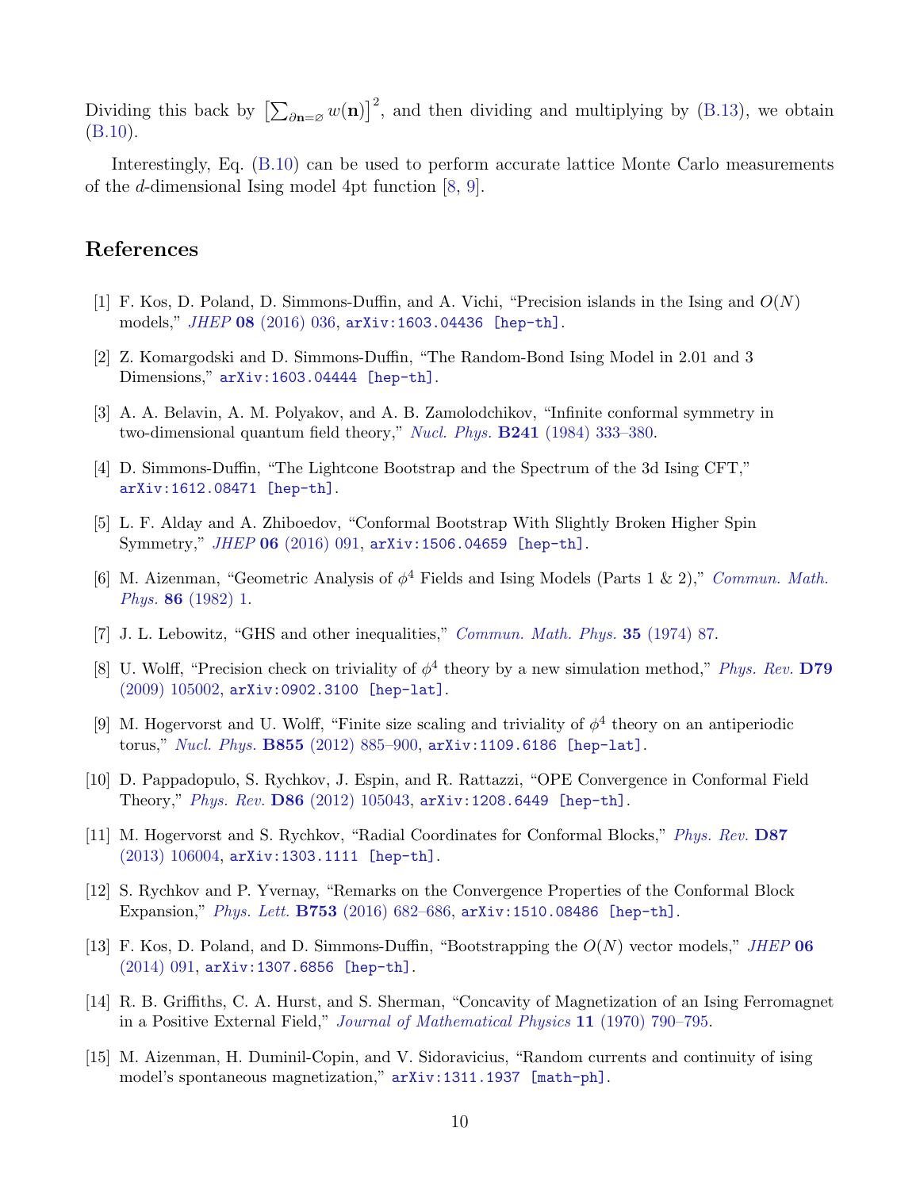Dividing this back by $\left[\sum_{\partial \mathbf{n}=\varnothing} w(\mathbf{n})\right]^2$, and then dividing and multiplying by (B.13), we obtain (B.10).

Interestingly, Eq. (B.10) can be used to perform accurate lattice Monte Carlo measurements of the $d$-dimensional Ising model 4pt function [8, 9].

## References

[1] F. Kos, D. Poland, D. Simmons-Duffin, and A. Vichi, "Precision islands in the Ising and $O(N)$ models," *JHEP* **08** (2016) 036, arXiv:1603.04436 [hep-th].

[2] Z. Komargodski and D. Simmons-Duffin, "The Random-Bond Ising Model in 2.01 and 3 Dimensions," arXiv:1603.04444 [hep-th].

[3] A. A. Belavin, A. M. Polyakov, and A. B. Zamolodchikov, "Infinite conformal symmetry in two-dimensional quantum field theory," *Nucl. Phys.* **B241** (1984) 333–380.

[4] D. Simmons-Duffin, "The Lightcone Bootstrap and the Spectrum of the 3d Ising CFT," arXiv:1612.08471 [hep-th].

[5] L. F. Alday and A. Zhiboedov, "Conformal Bootstrap With Slightly Broken Higher Spin Symmetry," *JHEP* **06** (2016) 091, arXiv:1506.04659 [hep-th].

[6] M. Aizenman, "Geometric Analysis of $\phi^4$ Fields and Ising Models (Parts 1 & 2)," *Commun. Math. Phys.* **86** (1982) 1.

[7] J. L. Lebowitz, "GHS and other inequalities," *Commun. Math. Phys.* **35** (1974) 87.

[8] U. Wolff, "Precision check on triviality of $\phi^4$ theory by a new simulation method," *Phys. Rev.* **D79** (2009) 105002, arXiv:0902.3100 [hep-lat].

[9] M. Hogervorst and U. Wolff, "Finite size scaling and triviality of $\phi^4$ theory on an antiperiodic torus," *Nucl. Phys.* **B855** (2012) 885–900, arXiv:1109.6186 [hep-lat].

[10] D. Pappadopulo, S. Rychkov, J. Espin, and R. Rattazzi, "OPE Convergence in Conformal Field Theory," *Phys. Rev.* **D86** (2012) 105043, arXiv:1208.6449 [hep-th].

[11] M. Hogervorst and S. Rychkov, "Radial Coordinates for Conformal Blocks," *Phys. Rev.* **D87** (2013) 106004, arXiv:1303.1111 [hep-th].

[12] S. Rychkov and P. Yvernay, "Remarks on the Convergence Properties of the Conformal Block Expansion," *Phys. Lett.* **B753** (2016) 682–686, arXiv:1510.08486 [hep-th].

[13] F. Kos, D. Poland, and D. Simmons-Duffin, "Bootstrapping the $O(N)$ vector models," *JHEP* **06** (2014) 091, arXiv:1307.6856 [hep-th].

[14] R. B. Griffiths, C. A. Hurst, and S. Sherman, "Concavity of Magnetization of an Ising Ferromagnet in a Positive External Field," *Journal of Mathematical Physics* **11** (1970) 790–795.

[15] M. Aizenman, H. Duminil-Copin, and V. Sidoravicius, "Random currents and continuity of ising model's spontaneous magnetization," arXiv:1311.1937 [math-ph].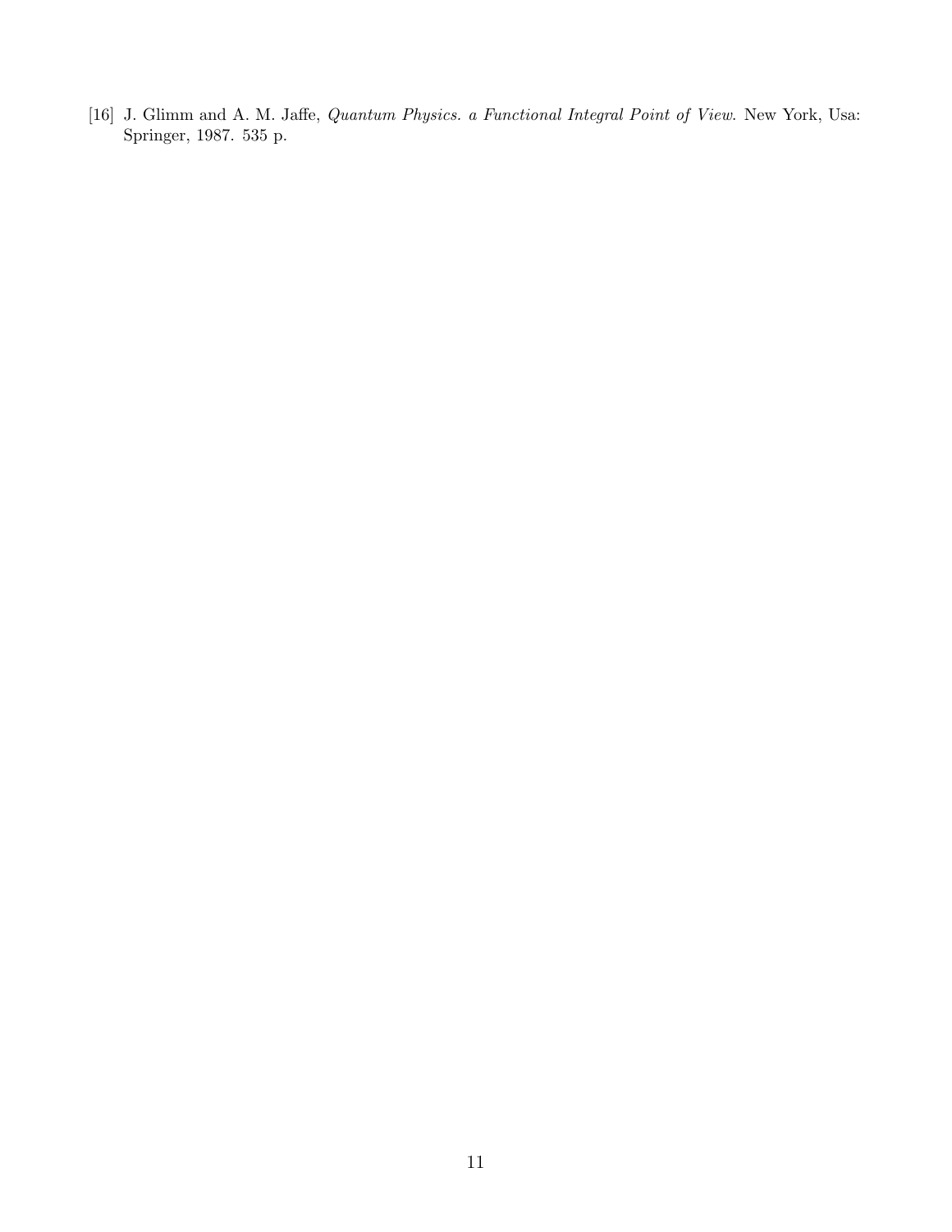[16] J. Glimm and A. M. Jaffe, *Quantum Physics. a Functional Integral Point of View.* New York, Usa: Springer, 1987. 535 p.